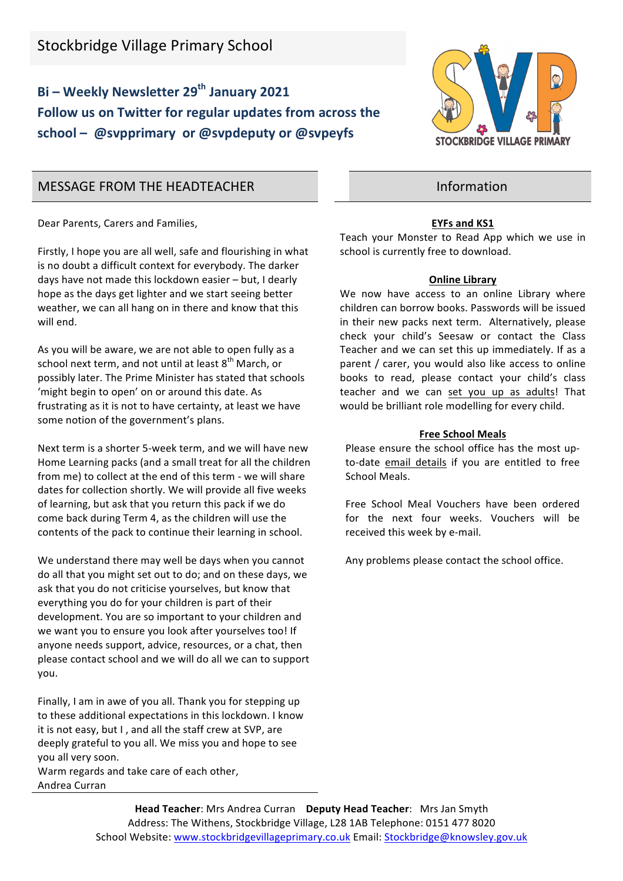# Stockbridge Village Primary School

**Bi – Weekly Newsletter 29th January 2021**
**Follow us on Twitter for regular updates from across the school – @svpprimary or @svpdeputy or @svpeyfs**

## MESSAGE FROM THE HEADTEACHER

Dear Parents, Carers and Families,

Firstly, I hope you are all well, safe and flourishing in what is no doubt a difficult context for everybody. The darker days have not made this lockdown easier – but, I dearly hope as the days get lighter and we start seeing better weather, we can all hang on in there and know that this will end.

As you will be aware, we are not able to open fully as a school next term, and not until at least 8th March, or possibly later. The Prime Minister has stated that schools 'might begin to open' on or around this date. As frustrating as it is not to have certainty, at least we have some notion of the government's plans.

Next term is a shorter 5-week term, and we will have new Home Learning packs (and a small treat for all the children from me) to collect at the end of this term - we will share dates for collection shortly. We will provide all five weeks of learning, but ask that you return this pack if we do come back during Term 4, as the children will use the contents of the pack to continue their learning in school.

We understand there may well be days when you cannot do all that you might set out to do; and on these days, we ask that you do not criticise yourselves, but know that everything you do for your children is part of their development. You are so important to your children and we want you to ensure you look after yourselves too! If anyone needs support, advice, resources, or a chat, then please contact school and we will do all we can to support you.

Finally, I am in awe of you all. Thank you for stepping up to these additional expectations in this lockdown. I know it is not easy, but I , and all the staff crew at SVP, are deeply grateful to you all. We miss you and hope to see you all very soon.

Warm regards and take care of each other,
Andrea Curran

## Information

**EYFs and KS1**

Teach your Monster to Read App which we use in school is currently free to download.

**Online Library**

We now have access to an online Library where children can borrow books. Passwords will be issued in their new packs next term. Alternatively, please check your child's Seesaw or contact the Class Teacher and we can set this up immediately. If as a parent / carer, you would also like access to online books to read, please contact your child's class teacher and we can set you up as adults! That would be brilliant role modelling for every child.

**Free School Meals**

Please ensure the school office has the most up-to-date email details if you are entitled to free School Meals.

Free School Meal Vouchers have been ordered for the next four weeks. Vouchers will be received this week by e-mail.

Any problems please contact the school office.

**Head Teacher**: Mrs Andrea Curran **Deputy Head Teacher**: Mrs Jan Smyth
Address: The Withens, Stockbridge Village, L28 1AB Telephone: 0151 477 8020
School Website: www.stockbridgevillageprimary.co.uk Email: Stockbridge@knowsley.gov.uk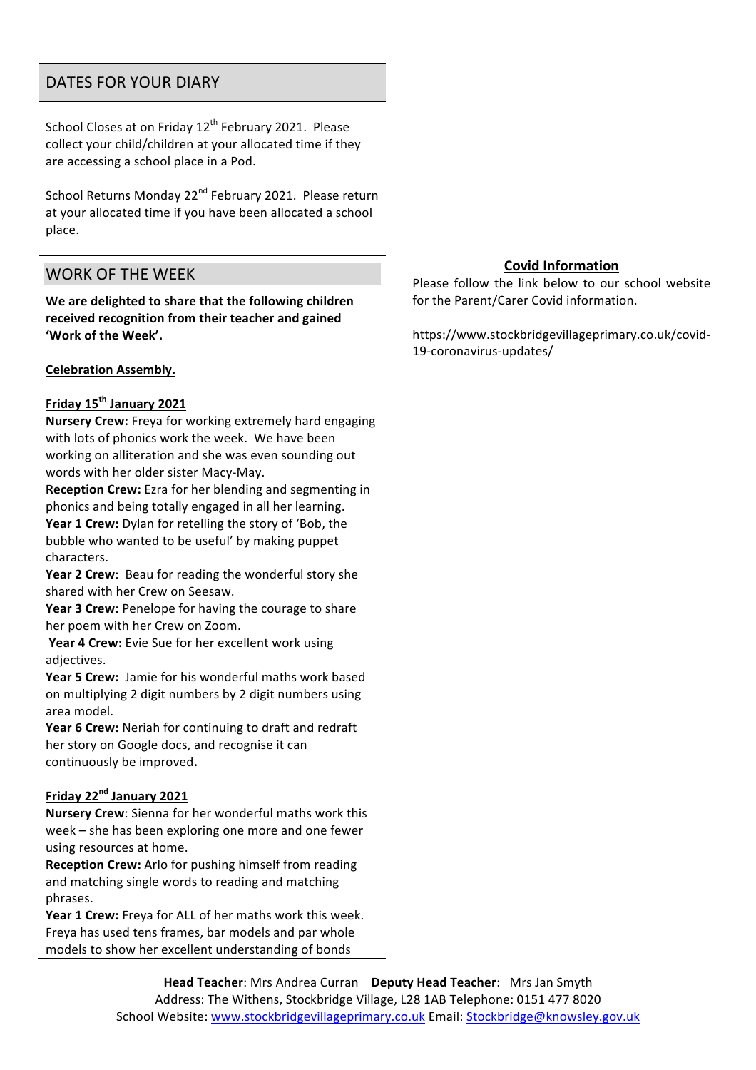## DATES FOR YOUR DIARY

School Closes at on Friday 12th February 2021. Please collect your child/children at your allocated time if they are accessing a school place in a Pod.

School Returns Monday 22nd February 2021. Please return at your allocated time if you have been allocated a school place.

## WORK OF THE WEEK

**We are delighted to share that the following children received recognition from their teacher and gained 'Work of the Week'.**

**Celebration Assembly.**

**Friday 15th January 2021**

**Nursery Crew:** Freya for working extremely hard engaging with lots of phonics work the week. We have been working on alliteration and she was even sounding out words with her older sister Macy-May.
**Reception Crew:** Ezra for her blending and segmenting in phonics and being totally engaged in all her learning.
**Year 1 Crew:** Dylan for retelling the story of 'Bob, the bubble who wanted to be useful' by making puppet characters.
**Year 2 Crew**: Beau for reading the wonderful story she shared with her Crew on Seesaw.
**Year 3 Crew:** Penelope for having the courage to share her poem with her Crew on Zoom.
**Year 4 Crew:** Evie Sue for her excellent work using adjectives.
**Year 5 Crew:** Jamie for his wonderful maths work based on multiplying 2 digit numbers by 2 digit numbers using area model.
**Year 6 Crew:** Neriah for continuing to draft and redraft her story on Google docs, and recognise it can continuously be improved.

**Friday 22nd January 2021**

**Nursery Crew**: Sienna for her wonderful maths work this week – she has been exploring one more and one fewer using resources at home.
**Reception Crew:** Arlo for pushing himself from reading and matching single words to reading and matching phrases.
**Year 1 Crew:** Freya for ALL of her maths work this week. Freya has used tens frames, bar models and par whole models to show her excellent understanding of bonds

**Covid Information**

Please follow the link below to our school website for the Parent/Carer Covid information.

https://www.stockbridgevillageprimary.co.uk/covid-19-coronavirus-updates/

**Head Teacher**: Mrs Andrea Curran **Deputy Head Teacher**: Mrs Jan Smyth
Address: The Withens, Stockbridge Village, L28 1AB Telephone: 0151 477 8020
School Website: www.stockbridgevillageprimary.co.uk Email: Stockbridge@knowsley.gov.uk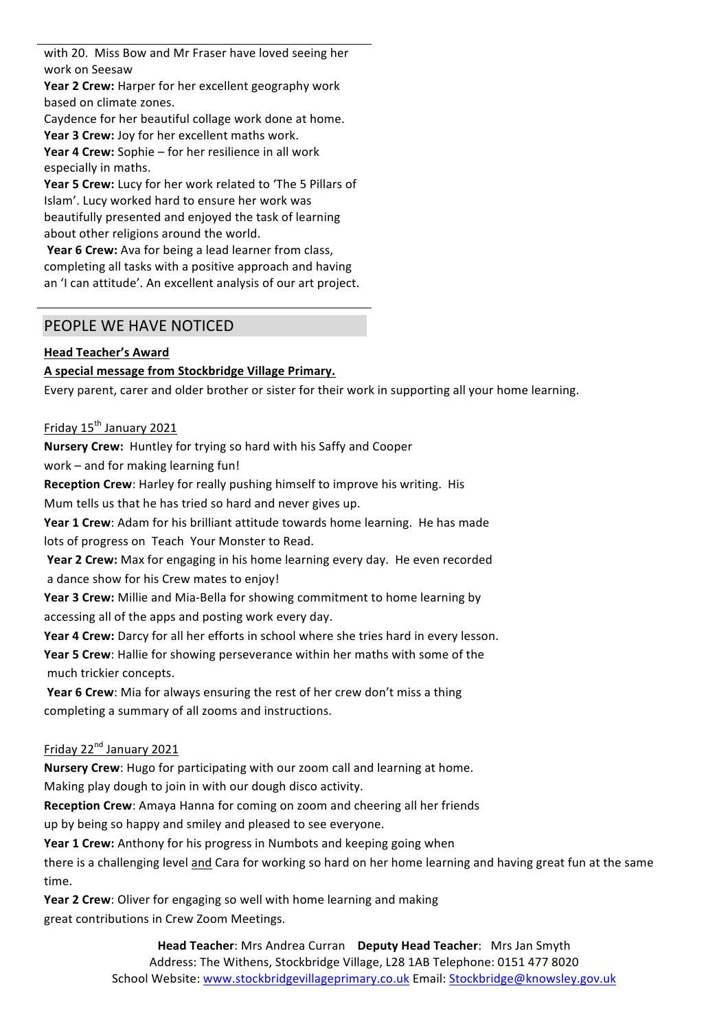with 20. Miss Bow and Mr Fraser have loved seeing her work on Seesaw

**Year 2 Crew:** Harper for her excellent geography work based on climate zones.

Caydence for her beautiful collage work done at home.

**Year 3 Crew:** Joy for her excellent maths work.

**Year 4 Crew:** Sophie – for her resilience in all work especially in maths.

**Year 5 Crew:** Lucy for her work related to 'The 5 Pillars of Islam'. Lucy worked hard to ensure her work was beautifully presented and enjoyed the task of learning about other religions around the world.

**Year 6 Crew:** Ava for being a lead learner from class, completing all tasks with a positive approach and having an 'I can attitude'. An excellent analysis of our art project.

## PEOPLE WE HAVE NOTICED

**Head Teacher's Award**

**A special message from Stockbridge Village Primary.**

Every parent, carer and older brother or sister for their work in supporting all your home learning.

Friday 15th January 2021

**Nursery Crew:** Huntley for trying so hard with his Saffy and Cooper work – and for making learning fun!

**Reception Crew**: Harley for really pushing himself to improve his writing. His Mum tells us that he has tried so hard and never gives up.

**Year 1 Crew**: Adam for his brilliant attitude towards home learning. He has made lots of progress on Teach Your Monster to Read.

**Year 2 Crew:** Max for engaging in his home learning every day. He even recorded a dance show for his Crew mates to enjoy!

**Year 3 Crew:** Millie and Mia-Bella for showing commitment to home learning by accessing all of the apps and posting work every day.

**Year 4 Crew:** Darcy for all her efforts in school where she tries hard in every lesson.

**Year 5 Crew**: Hallie for showing perseverance within her maths with some of the much trickier concepts.

**Year 6 Crew**: Mia for always ensuring the rest of her crew don't miss a thing completing a summary of all zooms and instructions.

Friday 22nd January 2021

**Nursery Crew**: Hugo for participating with our zoom call and learning at home. Making play dough to join in with our dough disco activity.

**Reception Crew**: Amaya Hanna for coming on zoom and cheering all her friends up by being so happy and smiley and pleased to see everyone.

**Year 1 Crew:** Anthony for his progress in Numbots and keeping going when there is a challenging level and Cara for working so hard on her home learning and having great fun at the same time.

**Year 2 Crew**: Oliver for engaging so well with home learning and making great contributions in Crew Zoom Meetings.

**Head Teacher**: Mrs Andrea Curran **Deputy Head Teacher**: Mrs Jan Smyth
Address: The Withens, Stockbridge Village, L28 1AB Telephone: 0151 477 8020
School Website: www.stockbridgevillageprimary.co.uk Email: Stockbridge@knowsley.gov.uk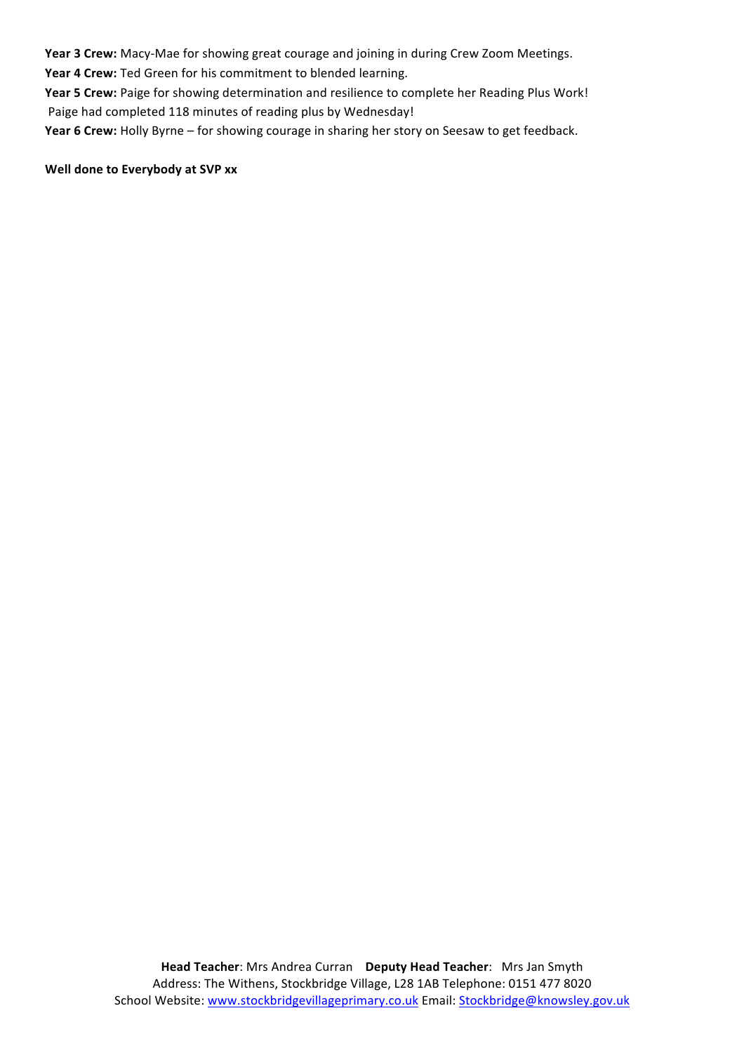**Year 3 Crew:** Macy-Mae for showing great courage and joining in during Crew Zoom Meetings.

**Year 4 Crew:** Ted Green for his commitment to blended learning.

**Year 5 Crew:** Paige for showing determination and resilience to complete her Reading Plus Work! Paige had completed 118 minutes of reading plus by Wednesday!

**Year 6 Crew:** Holly Byrne – for showing courage in sharing her story on Seesaw to get feedback.

**Well done to Everybody at SVP xx**